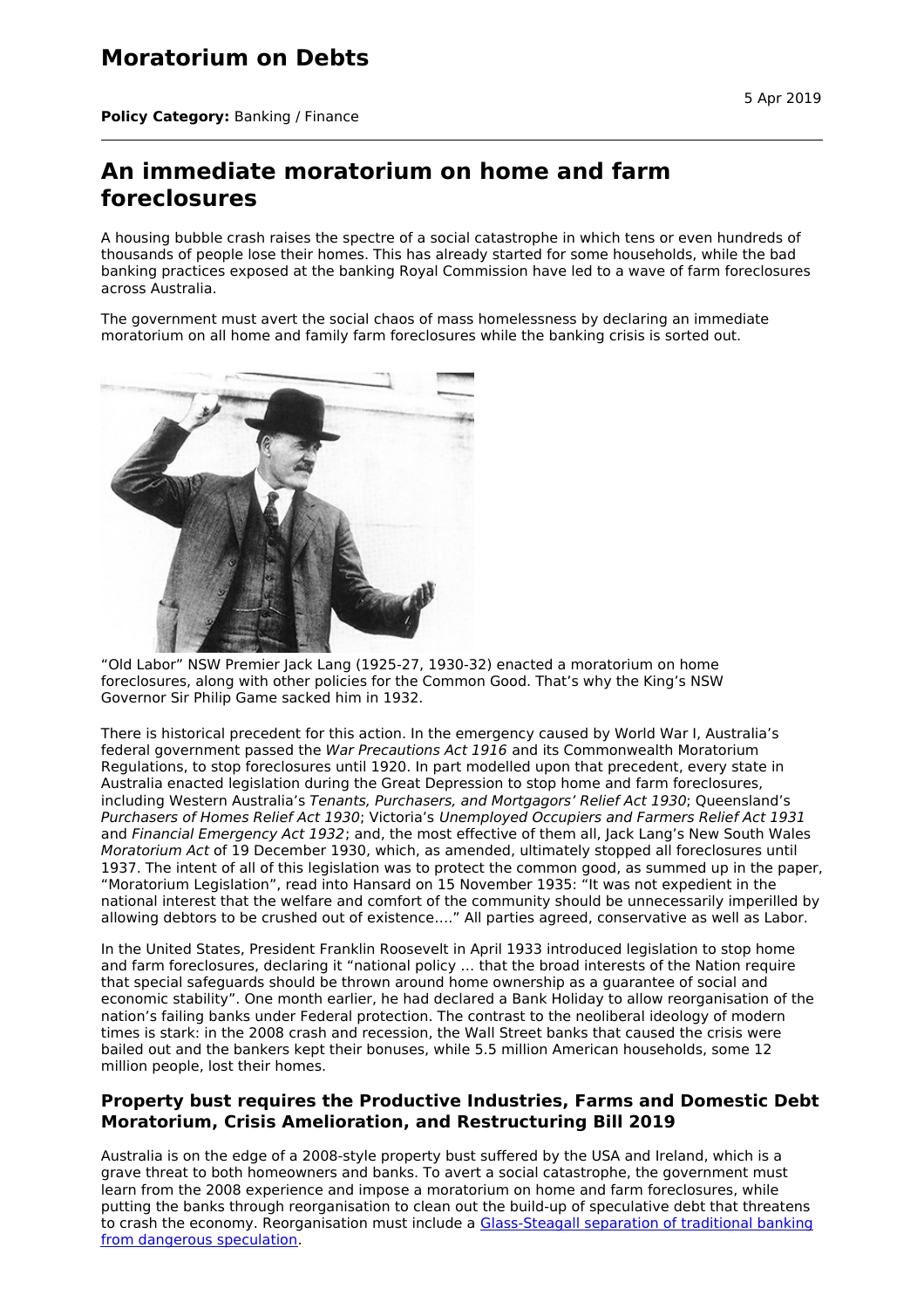# Moratorium on Debts

5 Apr 2019

**Policy Category:** Banking / Finance

## An immediate moratorium on home and farm foreclosures

A housing bubble crash raises the spectre of a social catastrophe in which tens or even hundreds of thousands of people lose their homes. This has already started for some households, while the bad banking practices exposed at the banking Royal Commission have led to a wave of farm foreclosures across Australia.

The government must avert the social chaos of mass homelessness by declaring an immediate moratorium on all home and family farm foreclosures while the banking crisis is sorted out.

“Old Labor” NSW Premier Jack Lang (1925-27, 1930-32) enacted a moratorium on home foreclosures, along with other policies for the Common Good. That’s why the King’s NSW Governor Sir Philip Game sacked him in 1932.

There is historical precedent for this action. In the emergency caused by World War I, Australia’s federal government passed the *War Precautions Act 1916* and its Commonwealth Moratorium Regulations, to stop foreclosures until 1920. In part modelled upon that precedent, every state in Australia enacted legislation during the Great Depression to stop home and farm foreclosures, including Western Australia’s *Tenants, Purchasers, and Mortgagors’ Relief Act 1930*; Queensland’s *Purchasers of Homes Relief Act 1930*; Victoria’s *Unemployed Occupiers and Farmers Relief Act 1931* and *Financial Emergency Act 1932*; and, the most effective of them all, Jack Lang’s New South Wales *Moratorium Act* of 19 December 1930, which, as amended, ultimately stopped all foreclosures until 1937. The intent of all of this legislation was to protect the common good, as summed up in the paper, “Moratorium Legislation”, read into Hansard on 15 November 1935: “It was not expedient in the national interest that the welfare and comfort of the community should be unnecessarily imperilled by allowing debtors to be crushed out of existence….” All parties agreed, conservative as well as Labor.

In the United States, President Franklin Roosevelt in April 1933 introduced legislation to stop home and farm foreclosures, declaring it “national policy … that the broad interests of the Nation require that special safeguards should be thrown around home ownership as a guarantee of social and economic stability”. One month earlier, he had declared a Bank Holiday to allow reorganisation of the nation’s failing banks under Federal protection. The contrast to the neoliberal ideology of modern times is stark: in the 2008 crash and recession, the Wall Street banks that caused the crisis were bailed out and the bankers kept their bonuses, while 5.5 million American households, some 12 million people, lost their homes.

### Property bust requires the Productive Industries, Farms and Domestic Debt Moratorium, Crisis Amelioration, and Restructuring Bill 2019

Australia is on the edge of a 2008-style property bust suffered by the USA and Ireland, which is a grave threat to both homeowners and banks. To avert a social catastrophe, the government must learn from the 2008 experience and impose a moratorium on home and farm foreclosures, while putting the banks through reorganisation to clean out the build-up of speculative debt that threatens to crash the economy. Reorganisation must include a [Glass-Steagall separation of traditional banking from dangerous speculation](#).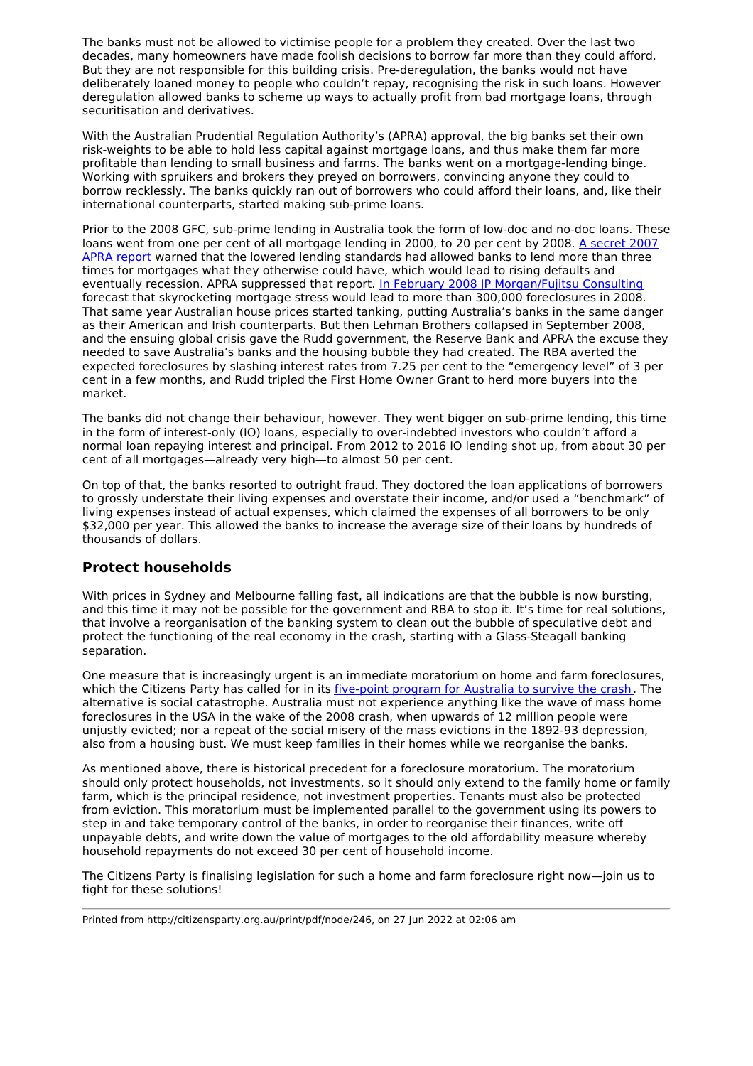The banks must not be allowed to victimise people for a problem they created. Over the last two decades, many homeowners have made foolish decisions to borrow far more than they could afford. But they are not responsible for this building crisis. Pre-deregulation, the banks would not have deliberately loaned money to people who couldn't repay, recognising the risk in such loans. However deregulation allowed banks to scheme up ways to actually profit from bad mortgage loans, through securitisation and derivatives.

With the Australian Prudential Regulation Authority's (APRA) approval, the big banks set their own risk-weights to be able to hold less capital against mortgage loans, and thus make them far more profitable than lending to small business and farms. The banks went on a mortgage-lending binge. Working with spruikers and brokers they preyed on borrowers, convincing anyone they could to borrow recklessly. The banks quickly ran out of borrowers who could afford their loans, and, like their international counterparts, started making sub-prime loans.

Prior to the 2008 GFC, sub-prime lending in Australia took the form of low-doc and no-doc loans. These loans went from one per cent of all mortgage lending in 2000, to 20 per cent by 2008. A secret 2007 APRA report warned that the lowered lending standards had allowed banks to lend more than three times for mortgages what they otherwise could have, which would lead to rising defaults and eventually recession. APRA suppressed that report. In February 2008 JP Morgan/Fujitsu Consulting forecast that skyrocketing mortgage stress would lead to more than 300,000 foreclosures in 2008. That same year Australian house prices started tanking, putting Australia's banks in the same danger as their American and Irish counterparts. But then Lehman Brothers collapsed in September 2008, and the ensuing global crisis gave the Rudd government, the Reserve Bank and APRA the excuse they needed to save Australia's banks and the housing bubble they had created. The RBA averted the expected foreclosures by slashing interest rates from 7.25 per cent to the "emergency level" of 3 per cent in a few months, and Rudd tripled the First Home Owner Grant to herd more buyers into the market.

The banks did not change their behaviour, however. They went bigger on sub-prime lending, this time in the form of interest-only (IO) loans, especially to over-indebted investors who couldn't afford a normal loan repaying interest and principal. From 2012 to 2016 IO lending shot up, from about 30 per cent of all mortgages—already very high—to almost 50 per cent.

On top of that, the banks resorted to outright fraud. They doctored the loan applications of borrowers to grossly understate their living expenses and overstate their income, and/or used a "benchmark" of living expenses instead of actual expenses, which claimed the expenses of all borrowers to be only $32,000 per year. This allowed the banks to increase the average size of their loans by hundreds of thousands of dollars.

## Protect households

With prices in Sydney and Melbourne falling fast, all indications are that the bubble is now bursting, and this time it may not be possible for the government and RBA to stop it. It's time for real solutions, that involve a reorganisation of the banking system to clean out the bubble of speculative debt and protect the functioning of the real economy in the crash, starting with a Glass-Steagall banking separation.

One measure that is increasingly urgent is an immediate moratorium on home and farm foreclosures, which the Citizens Party has called for in its five-point program for Australia to survive the crash. The alternative is social catastrophe. Australia must not experience anything like the wave of mass home foreclosures in the USA in the wake of the 2008 crash, when upwards of 12 million people were unjustly evicted; nor a repeat of the social misery of the mass evictions in the 1892-93 depression, also from a housing bust. We must keep families in their homes while we reorganise the banks.

As mentioned above, there is historical precedent for a foreclosure moratorium. The moratorium should only protect households, not investments, so it should only extend to the family home or family farm, which is the principal residence, not investment properties. Tenants must also be protected from eviction. This moratorium must be implemented parallel to the government using its powers to step in and take temporary control of the banks, in order to reorganise their finances, write off unpayable debts, and write down the value of mortgages to the old affordability measure whereby household repayments do not exceed 30 per cent of household income.

The Citizens Party is finalising legislation for such a home and farm foreclosure right now—join us to fight for these solutions!

Printed from http://citizensparty.org.au/print/pdf/node/246, on 27 Jun 2022 at 02:06 am